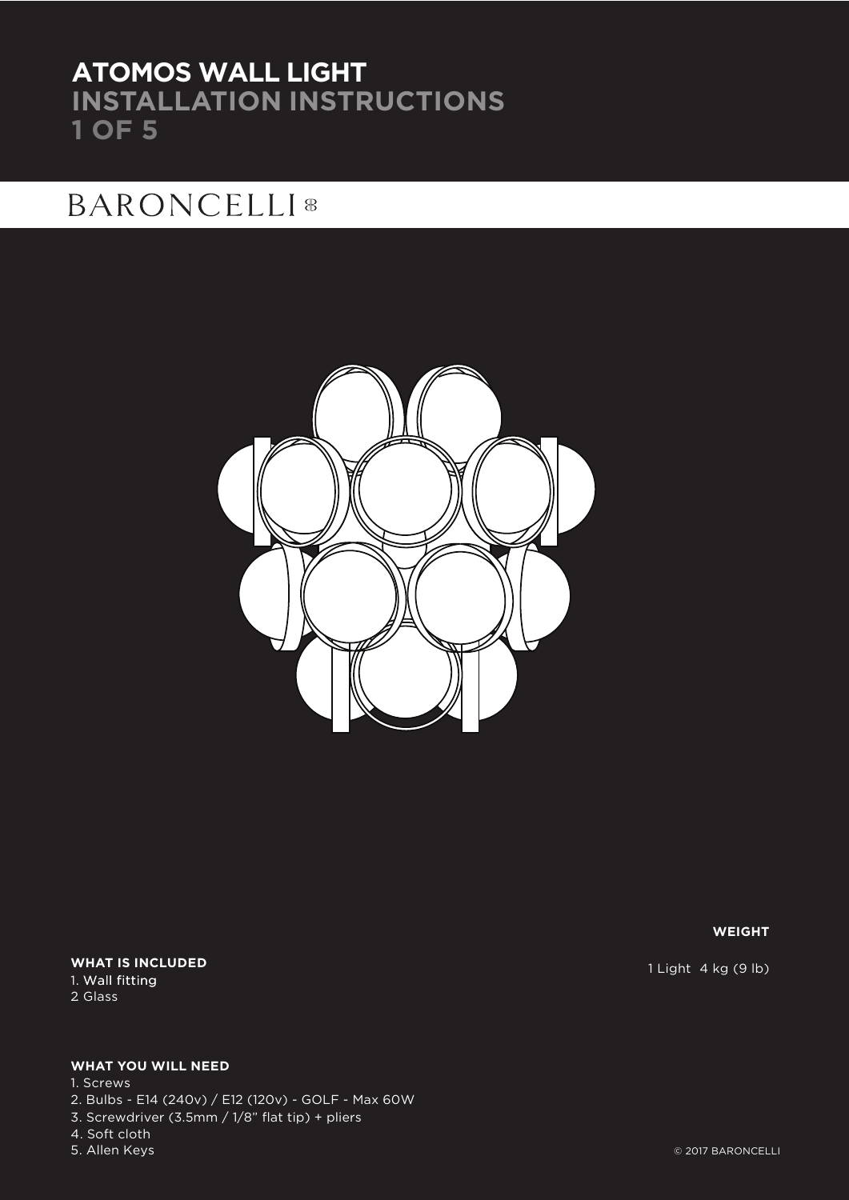# ATOMOS WALL LIGHT

## INSTALLATION INSTRUCTIONS

BARONCELLI

**WEIGHT**

1 Light 4 kg (9 lb)

**WHAT IS INCLUDED**

1. Wall fitting
2. Glass

**WHAT YOU WILL NEED**

1. Screws
2. Bulbs - E14 (240v) / E12 (120v) - GOLF - Max 60W
3. Screwdriver (3.5mm / 1/8" flat tip) + pliers
4. Soft cloth
5. Allen Keys

© 2017 BARONCELLI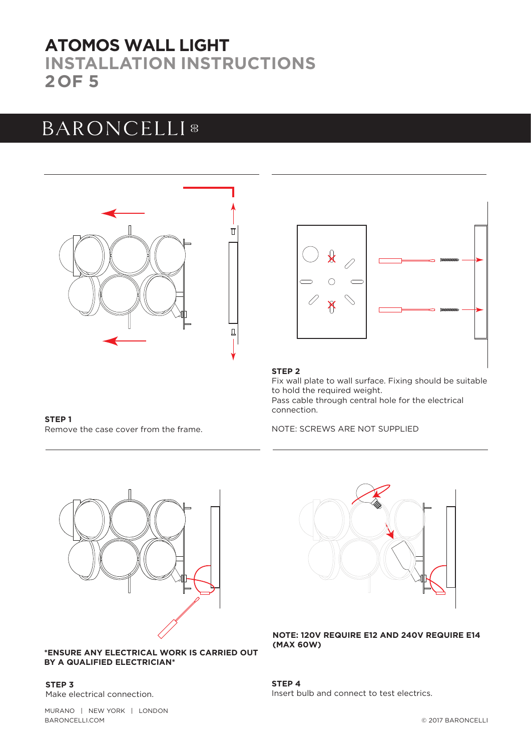# ATOMOS WALL LIGHT
## INSTALLATION INSTRUCTIONS
## 2 OF 5

BARONCELLI

**STEP 1**
Remove the case cover from the frame.

**STEP 2**
Fix wall plate to wall surface. Fixing should be suitable to hold the required weight.
Pass cable through central hole for the electrical connection.

NOTE: SCREWS ARE NOT SUPPLIED

***ENSURE ANY ELECTRICAL WORK IS CARRIED OUT BY A QUALIFIED ELECTRICIAN***

**STEP 3**
Make electrical connection.

**NOTE: 120V REQUIRE E12 AND 240V REQUIRE E14 (MAX 60W)**

**STEP 4**
Insert bulb and connect to test electrics.

MURANO | NEW YORK | LONDON
BARONCELLI.COM

© 2017 BARONCELLI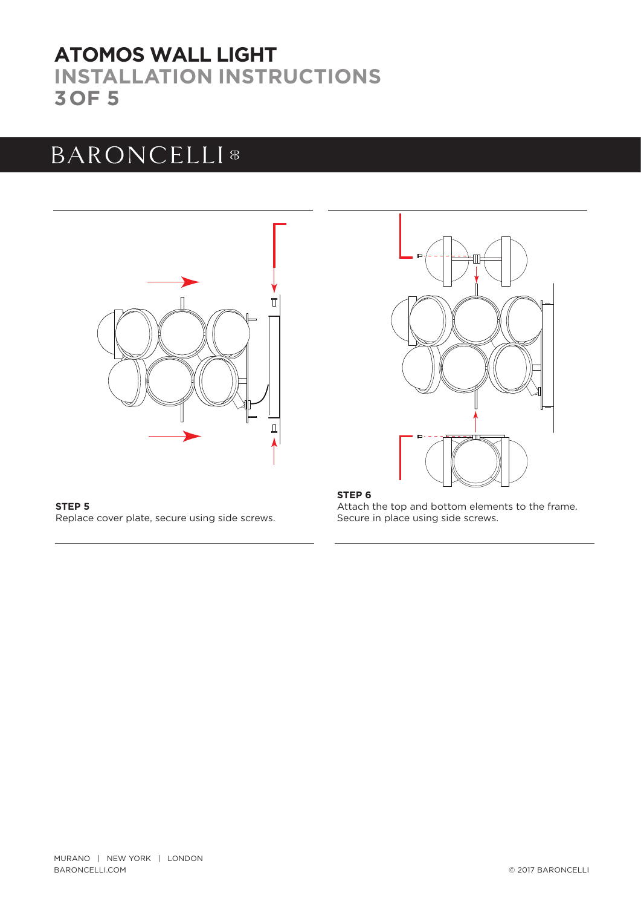# ATOMOS WALL LIGHT

## INSTALLATION INSTRUCTIONS

BARONCELLI

**STEP 5**
Replace cover plate, secure using side screws.

**STEP 6**
Attach the top and bottom elements to the frame. Secure in place using side screws.

MURANO | NEW YORK | LONDON
BARONCELLI.COM

© 2017 BARONCELLI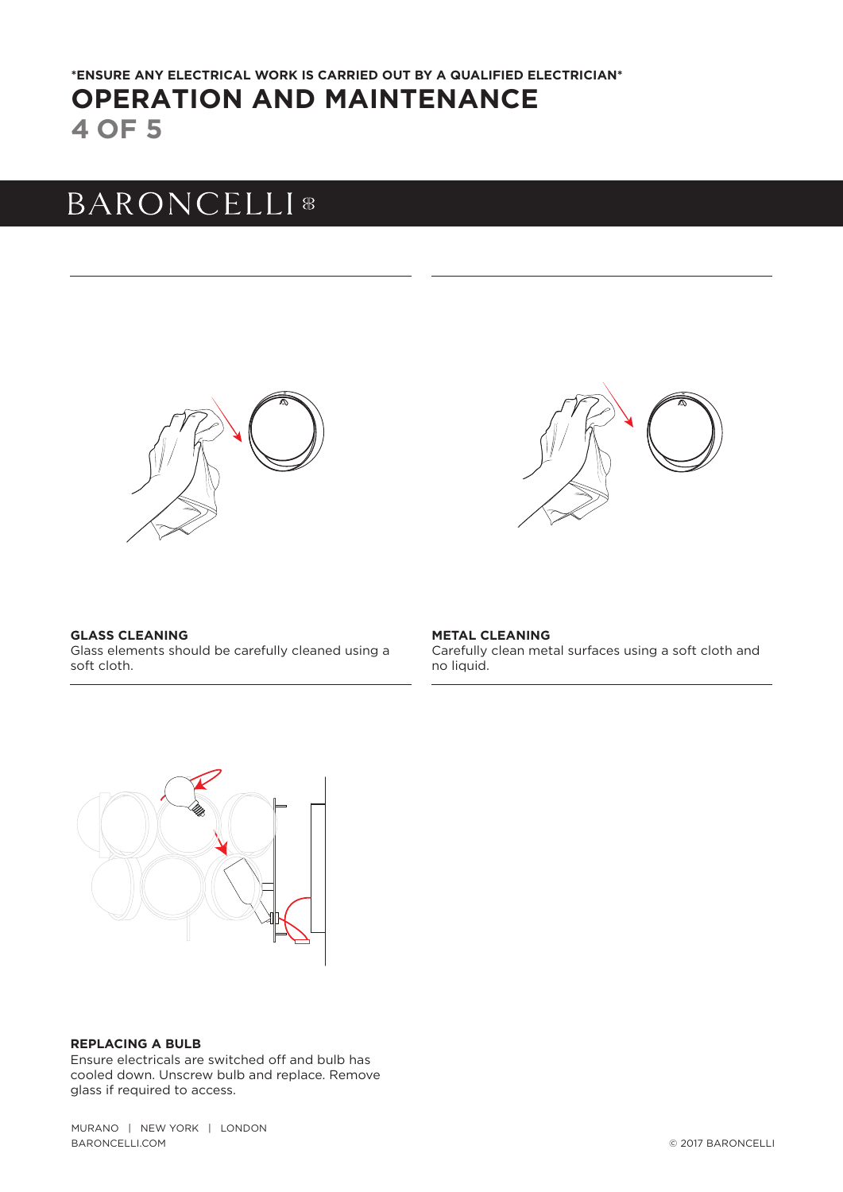**\*ENSURE ANY ELECTRICAL WORK IS CARRIED OUT BY A QUALIFIED ELECTRICIAN\***

# OPERATION AND MAINTENANCE

**GLASS CLEANING**
Glass elements should be carefully cleaned using a soft cloth.

**METAL CLEANING**
Carefully clean metal surfaces using a soft cloth and no liquid.

**REPLACING A BULB**
Ensure electricals are switched off and bulb has cooled down. Unscrew bulb and replace. Remove glass if required to access.

MURANO | NEW YORK | LONDON
BARONCELLI.COM

© 2017 BARONCELLI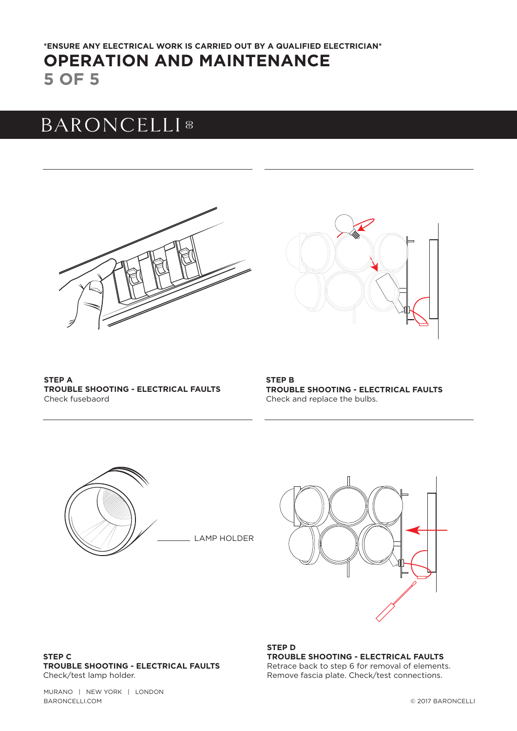*ENSURE ANY ELECTRICAL WORK IS CARRIED OUT BY A QUALIFIED ELECTRICIAN*

# OPERATION AND MAINTENANCE

BARONCELLI

**STEP A**
**TROUBLE SHOOTING - ELECTRICAL FAULTS**
Check fusebaord

**STEP B**
**TROUBLE SHOOTING - ELECTRICAL FAULTS**
Check and replace the bulbs.

LAMP HOLDER

**STEP C**
**TROUBLE SHOOTING - ELECTRICAL FAULTS**
Check/test lamp holder.

**STEP D**
**TROUBLE SHOOTING - ELECTRICAL FAULTS**
Retrace back to step 6 for removal of elements.
Remove fascia plate. Check/test connections.

MURANO | NEW YORK | LONDON
BARONCELLI.COM

© 2017 BARONCELLI